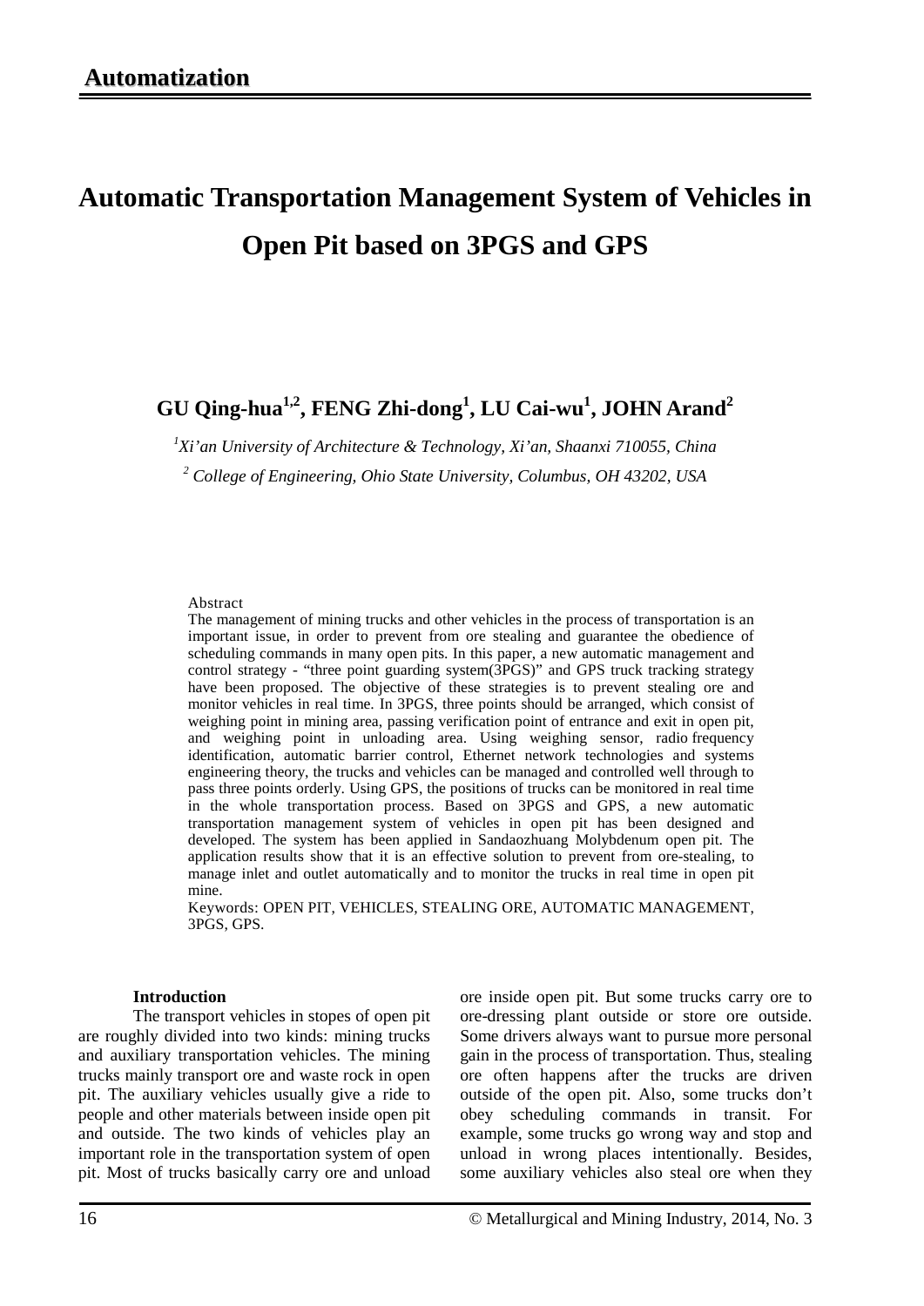Automatization

# Automatic Transportation Management System of Vehicles in Open Pit based on 3PGS and GPS

**GU Qing-hua[1,2], FENG Zhi-dong[1], LU Cai-wu[1], JOHN Arand[2]**

*[1]Xi'an University of Architecture & Technology, Xi'an, Shaanxi 710055, China*

*[2] College of Engineering, Ohio State University, Columbus, OH 43202, USA*

Abstract

The management of mining trucks and other vehicles in the process of transportation is an important issue, in order to prevent from ore stealing and guarantee the obedience of scheduling commands in many open pits. In this paper, a new automatic management and control strategy - "three point guarding system(3PGS)" and GPS truck tracking strategy have been proposed. The objective of these strategies is to prevent stealing ore and monitor vehicles in real time. In 3PGS, three points should be arranged, which consist of weighing point in mining area, passing verification point of entrance and exit in open pit, and weighing point in unloading area. Using weighing sensor, radio frequency identification, automatic barrier control, Ethernet network technologies and systems engineering theory, the trucks and vehicles can be managed and controlled well through to pass three points orderly. Using GPS, the positions of trucks can be monitored in real time in the whole transportation process. Based on 3PGS and GPS, a new automatic transportation management system of vehicles in open pit has been designed and developed. The system has been applied in Sandaozhuang Molybdenum open pit. The application results show that it is an effective solution to prevent from ore-stealing, to manage inlet and outlet automatically and to monitor the trucks in real time in open pit mine.

Keywords: OPEN PIT, VEHICLES, STEALING ORE, AUTOMATIC MANAGEMENT, 3PGS, GPS.

## Introduction

The transport vehicles in stopes of open pit are roughly divided into two kinds: mining trucks and auxiliary transportation vehicles. The mining trucks mainly transport ore and waste rock in open pit. The auxiliary vehicles usually give a ride to people and other materials between inside open pit and outside. The two kinds of vehicles play an important role in the transportation system of open pit. Most of trucks basically carry ore and unload ore inside open pit. But some trucks carry ore to ore-dressing plant outside or store ore outside. Some drivers always want to pursue more personal gain in the process of transportation. Thus, stealing ore often happens after the trucks are driven outside of the open pit. Also, some trucks don't obey scheduling commands in transit. For example, some trucks go wrong way and stop and unload in wrong places intentionally. Besides, some auxiliary vehicles also steal ore when they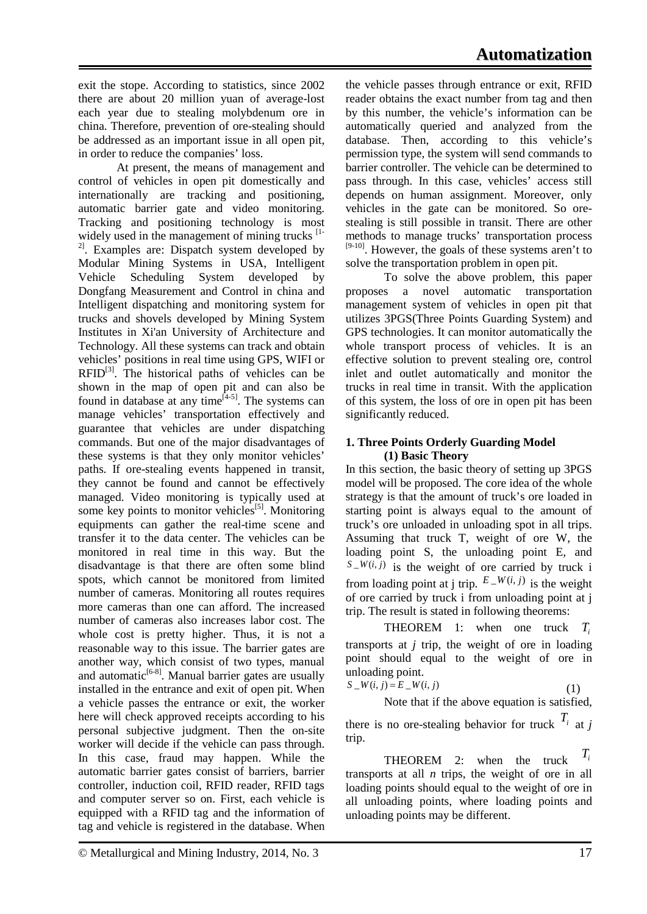exit the stope. According to statistics, since 2002 there are about 20 million yuan of average-lost each year due to stealing molybdenum ore in china. Therefore, prevention of ore-stealing should be addressed as an important issue in all open pit, in order to reduce the companies' loss.

At present, the means of management and control of vehicles in open pit domestically and internationally are tracking and positioning, automatic barrier gate and video monitoring. Tracking and positioning technology is most widely used in the management of mining trucks [1-2]. Examples are: Dispatch system developed by Modular Mining Systems in USA, Intelligent Vehicle Scheduling System developed by Dongfang Measurement and Control in china and Intelligent dispatching and monitoring system for trucks and shovels developed by Mining System Institutes in Xi'an University of Architecture and Technology. All these systems can track and obtain vehicles' positions in real time using GPS, WIFI or RFID[3]. The historical paths of vehicles can be shown in the map of open pit and can also be found in database at any time[4-5]. The systems can manage vehicles' transportation effectively and guarantee that vehicles are under dispatching commands. But one of the major disadvantages of these systems is that they only monitor vehicles' paths. If ore-stealing events happened in transit, they cannot be found and cannot be effectively managed. Video monitoring is typically used at some key points to monitor vehicles[5]. Monitoring equipments can gather the real-time scene and transfer it to the data center. The vehicles can be monitored in real time in this way. But the disadvantage is that there are often some blind spots, which cannot be monitored from limited number of cameras. Monitoring all routes requires more cameras than one can afford. The increased number of cameras also increases labor cost. The whole cost is pretty higher. Thus, it is not a reasonable way to this issue. The barrier gates are another way, which consist of two types, manual and automatic[6-8]. Manual barrier gates are usually installed in the entrance and exit of open pit. When a vehicle passes the entrance or exit, the worker here will check approved receipts according to his personal subjective judgment. Then the on-site worker will decide if the vehicle can pass through. In this case, fraud may happen. While the automatic barrier gates consist of barriers, barrier controller, induction coil, RFID reader, RFID tags and computer server so on. First, each vehicle is equipped with a RFID tag and the information of tag and vehicle is registered in the database. When the vehicle passes through entrance or exit, RFID reader obtains the exact number from tag and then by this number, the vehicle's information can be automatically queried and analyzed from the database. Then, according to this vehicle's permission type, the system will send commands to barrier controller. The vehicle can be determined to pass through. In this case, vehicles' access still depends on human assignment. Moreover, only vehicles in the gate can be monitored. So ore-stealing is still possible in transit. There are other methods to manage trucks' transportation process [9-10]. However, the goals of these systems aren't to solve the transportation problem in open pit.

To solve the above problem, this paper proposes a novel automatic transportation management system of vehicles in open pit that utilizes 3PGS(Three Points Guarding System) and GPS technologies. It can monitor automatically the whole transport process of vehicles. It is an effective solution to prevent stealing ore, control inlet and outlet automatically and monitor the trucks in real time in transit. With the application of this system, the loss of ore in open pit has been significantly reduced.

## 1. Three Points Orderly Guarding Model

### (1) Basic Theory

In this section, the basic theory of setting up 3PGS model will be proposed. The core idea of the whole strategy is that the amount of truck's ore loaded in starting point is always equal to the amount of truck's ore unloaded in unloading spot in all trips. Assuming that truck T, weight of ore W, the loading point S, the unloading point E, and $S\_W(i,j)$ is the weight of ore carried by truck i from loading point at j trip. $E\_W(i,j)$ is the weight of ore carried by truck i from unloading point at j trip. The result is stated in following theorems:

THEOREM 1: when one truck $T_i$ transports at *j* trip, the weight of ore in loading point should equal to the weight of ore in unloading point.

$$S\_W(i,j) = E\_W(i,j) \tag{1}$$

Note that if the above equation is satisfied, there is no ore-stealing behavior for truck $T_i$ at *j* trip.

THEOREM 2: when the truck $T_i$ transports at all *n* trips, the weight of ore in all loading points should equal to the weight of ore in all unloading points, where loading points and unloading points may be different.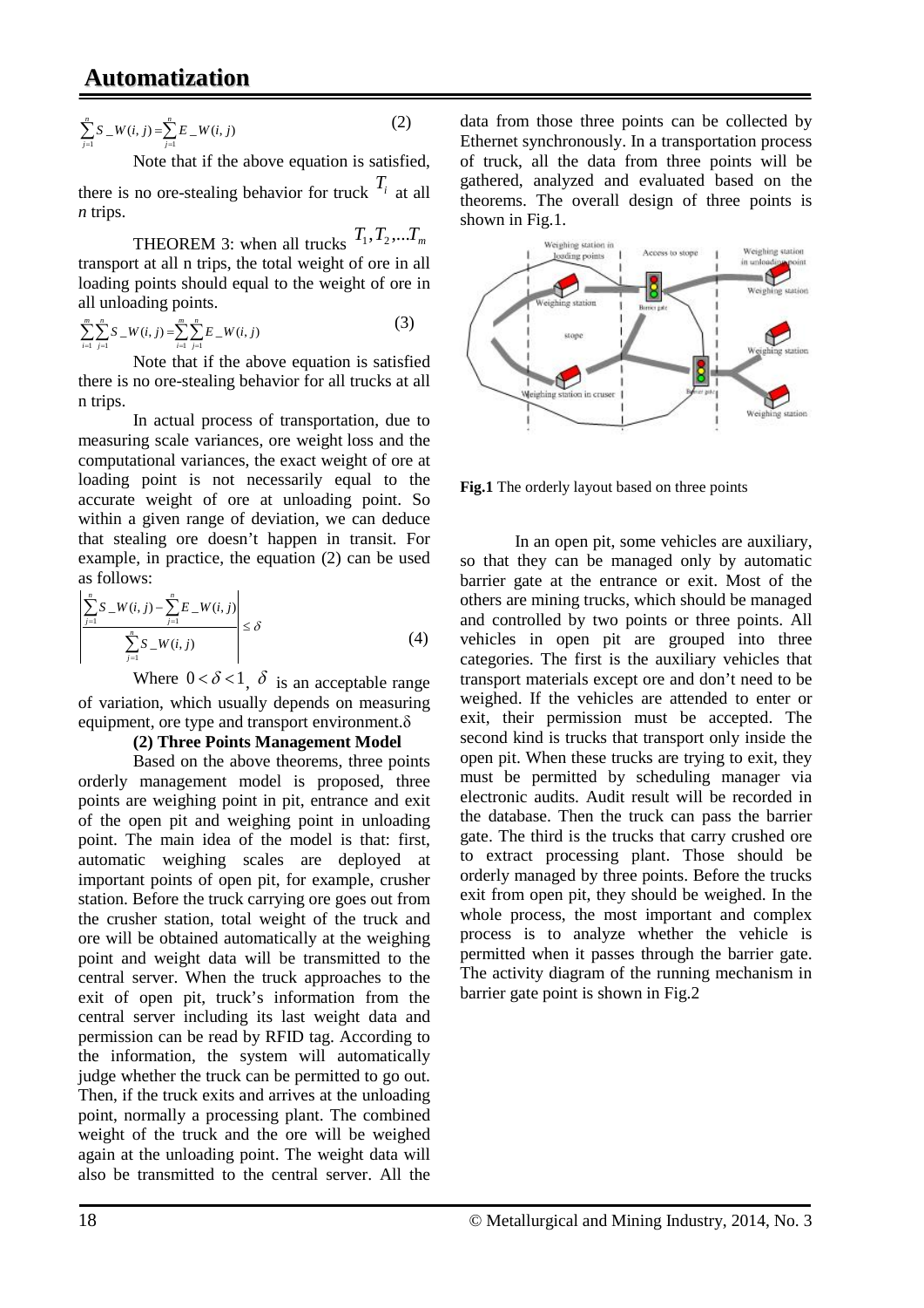$$\sum_{j=1}^{n} S\_W(i,j) = \sum_{j=1}^{n} E\_W(i,j) \tag{2}$$

Note that if the above equation is satisfied, there is no ore-stealing behavior for truck $T_i$ at all *n* trips.

THEOREM 3: when all trucks $T_1, T_2, ...T_m$ transport at all n trips, the total weight of ore in all loading points should equal to the weight of ore in all unloading points.

$$\sum_{i=1}^{m}\sum_{j=1}^{n} S\_W(i,j) = \sum_{i=1}^{m}\sum_{j=1}^{n} E\_W(i,j) \tag{3}$$

Note that if the above equation is satisfied there is no ore-stealing behavior for all trucks at all n trips.

In actual process of transportation, due to measuring scale variances, ore weight loss and the computational variances, the exact weight of ore at loading point is not necessarily equal to the accurate weight of ore at unloading point. So within a given range of deviation, we can deduce that stealing ore doesn't happen in transit. For example, in practice, the equation (2) can be used as follows:

$$\left| \frac{\sum_{j=1}^{n} S\_W(i,j) - \sum_{j=1}^{n} E\_W(i,j)}{\sum_{j=1}^{n} S\_W(i,j)} \right| \le \delta \tag{4}$$

Where $0 < \delta < 1$, $\delta$ is an acceptable range of variation, which usually depends on measuring equipment, ore type and transport environment.δ

**(2) Three Points Management Model**

Based on the above theorems, three points orderly management model is proposed, three points are weighing point in pit, entrance and exit of the open pit and weighing point in unloading point. The main idea of the model is that: first, automatic weighing scales are deployed at important points of open pit, for example, crusher station. Before the truck carrying ore goes out from the crusher station, total weight of the truck and ore will be obtained automatically at the weighing point and weight data will be transmitted to the central server. When the truck approaches to the exit of open pit, truck's information from the central server including its last weight data and permission can be read by RFID tag. According to the information, the system will automatically judge whether the truck can be permitted to go out. Then, if the truck exits and arrives at the unloading point, normally a processing plant. The combined weight of the truck and the ore will be weighed again at the unloading point. The weight data will also be transmitted to the central server. All the data from those three points can be collected by Ethernet synchronously. In a transportation process of truck, all the data from three points will be gathered, analyzed and evaluated based on the theorems. The overall design of three points is shown in Fig.1.

**Fig.1** The orderly layout based on three points

In an open pit, some vehicles are auxiliary, so that they can be managed only by automatic barrier gate at the entrance or exit. Most of the others are mining trucks, which should be managed and controlled by two points or three points. All vehicles in open pit are grouped into three categories. The first is the auxiliary vehicles that transport materials except ore and don't need to be weighed. If the vehicles are attended to enter or exit, their permission must be accepted. The second kind is trucks that transport only inside the open pit. When these trucks are trying to exit, they must be permitted by scheduling manager via electronic audits. Audit result will be recorded in the database. Then the truck can pass the barrier gate. The third is the trucks that carry crushed ore to extract processing plant. Those should be orderly managed by three points. Before the trucks exit from open pit, they should be weighed. In the whole process, the most important and complex process is to analyze whether the vehicle is permitted when it passes through the barrier gate. The activity diagram of the running mechanism in barrier gate point is shown in Fig.2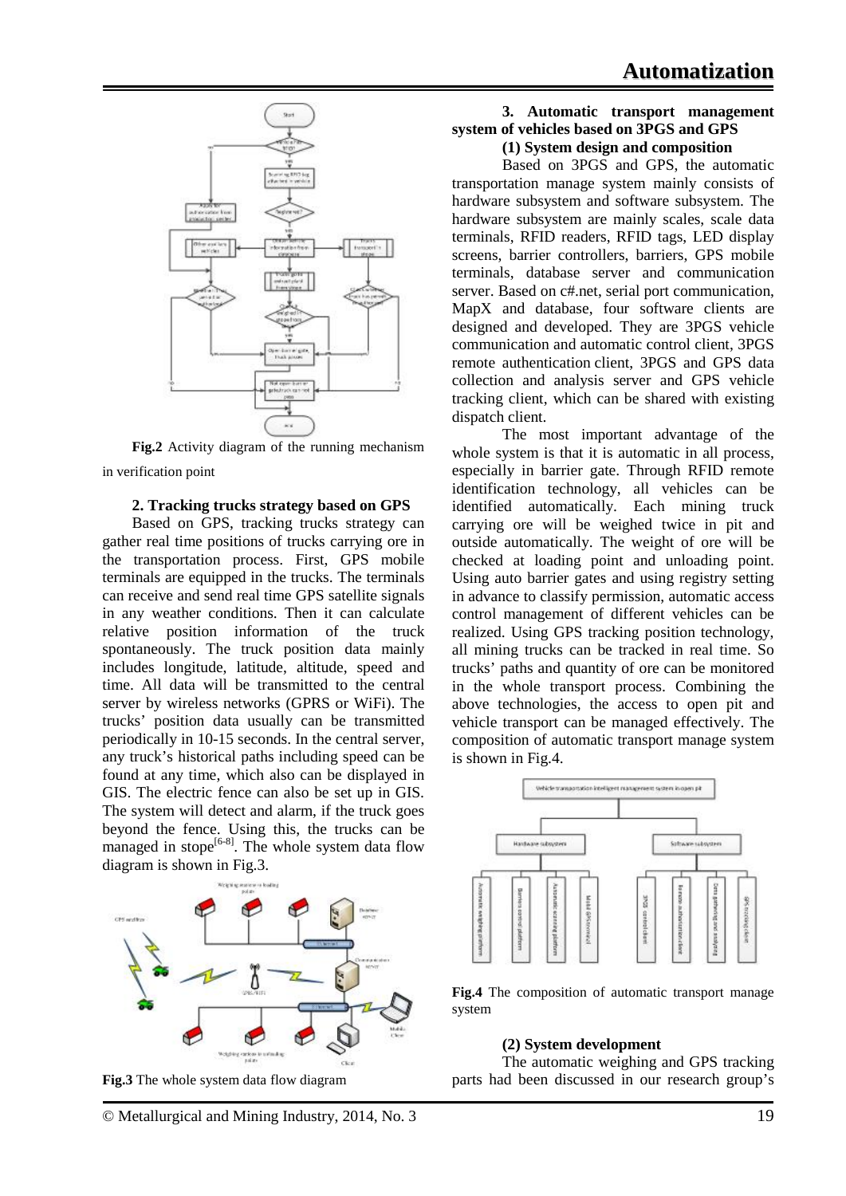Fig.2 Activity diagram of the running mechanism in verification point

### 2. Tracking trucks strategy based on GPS

Based on GPS, tracking trucks strategy can gather real time positions of trucks carrying ore in the transportation process. First, GPS mobile terminals are equipped in the trucks. The terminals can receive and send real time GPS satellite signals in any weather conditions. Then it can calculate relative position information of the truck spontaneously. The truck position data mainly includes longitude, latitude, altitude, speed and time. All data will be transmitted to the central server by wireless networks (GPRS or WiFi). The trucks' position data usually can be transmitted periodically in 10-15 seconds. In the central server, any truck's historical paths including speed can be found at any time, which also can be displayed in GIS. The electric fence can also be set up in GIS. The system will detect and alarm, if the truck goes beyond the fence. Using this, the trucks can be managed in stope[6-8]. The whole system data flow diagram is shown in Fig.3.

Fig.3 The whole system data flow diagram

### 3. Automatic transport management system of vehicles based on 3PGS and GPS

#### (1) System design and composition

Based on 3PGS and GPS, the automatic transportation manage system mainly consists of hardware subsystem and software subsystem. The hardware subsystem are mainly scales, scale data terminals, RFID readers, RFID tags, LED display screens, barrier controllers, barriers, GPS mobile terminals, database server and communication server. Based on c#.net, serial port communication, MapX and database, four software clients are designed and developed. They are 3PGS vehicle communication and automatic control client, 3PGS remote authentication client, 3PGS and GPS data collection and analysis server and GPS vehicle tracking client, which can be shared with existing dispatch client.

The most important advantage of the whole system is that it is automatic in all process, especially in barrier gate. Through RFID remote identification technology, all vehicles can be identified automatically. Each mining truck carrying ore will be weighed twice in pit and outside automatically. The weight of ore will be checked at loading point and unloading point. Using auto barrier gates and using registry setting in advance to classify permission, automatic access control management of different vehicles can be realized. Using GPS tracking position technology, all mining trucks can be tracked in real time. So trucks' paths and quantity of ore can be monitored in the whole transport process. Combining the above technologies, the access to open pit and vehicle transport can be managed effectively. The composition of automatic transport manage system is shown in Fig.4.

Fig.4 The composition of automatic transport manage system

#### (2) System development

The automatic weighing and GPS tracking parts had been discussed in our research group's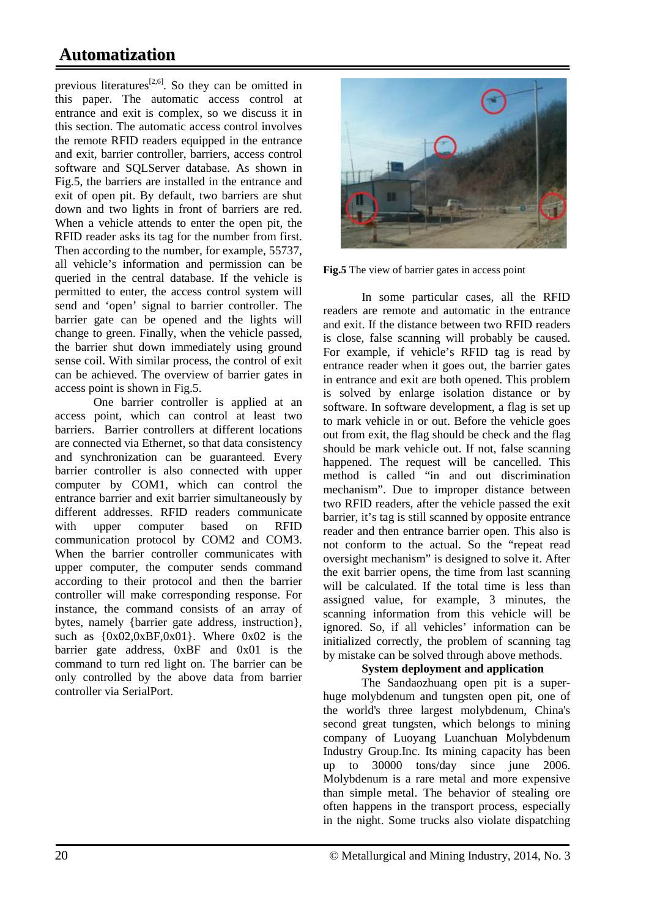previous literatures[2,6]. So they can be omitted in this paper. The automatic access control at entrance and exit is complex, so we discuss it in this section. The automatic access control involves the remote RFID readers equipped in the entrance and exit, barrier controller, barriers, access control software and SQLServer database. As shown in Fig.5, the barriers are installed in the entrance and exit of open pit. By default, two barriers are shut down and two lights in front of barriers are red. When a vehicle attends to enter the open pit, the RFID reader asks its tag for the number from first. Then according to the number, for example, 55737, all vehicle's information and permission can be queried in the central database. If the vehicle is permitted to enter, the access control system will send and 'open' signal to barrier controller. The barrier gate can be opened and the lights will change to green. Finally, when the vehicle passed, the barrier shut down immediately using ground sense coil. With similar process, the control of exit can be achieved. The overview of barrier gates in access point is shown in Fig.5.

One barrier controller is applied at an access point, which can control at least two barriers. Barrier controllers at different locations are connected via Ethernet, so that data consistency and synchronization can be guaranteed. Every barrier controller is also connected with upper computer by COM1, which can control the entrance barrier and exit barrier simultaneously by different addresses. RFID readers communicate with upper computer based on RFID communication protocol by COM2 and COM3. When the barrier controller communicates with upper computer, the computer sends command according to their protocol and then the barrier controller will make corresponding response. For instance, the command consists of an array of bytes, namely {barrier gate address, instruction}, such as {0x02,0xBF,0x01}. Where 0x02 is the barrier gate address, 0xBF and 0x01 is the command to turn red light on. The barrier can be only controlled by the above data from barrier controller via SerialPort.

**Fig.5** The view of barrier gates in access point

In some particular cases, all the RFID readers are remote and automatic in the entrance and exit. If the distance between two RFID readers is close, false scanning will probably be caused. For example, if vehicle's RFID tag is read by entrance reader when it goes out, the barrier gates in entrance and exit are both opened. This problem is solved by enlarge isolation distance or by software. In software development, a flag is set up to mark vehicle in or out. Before the vehicle goes out from exit, the flag should be check and the flag should be mark vehicle out. If not, false scanning happened. The request will be cancelled. This method is called "in and out discrimination mechanism". Due to improper distance between two RFID readers, after the vehicle passed the exit barrier, it's tag is still scanned by opposite entrance reader and then entrance barrier open. This also is not conform to the actual. So the "repeat read oversight mechanism" is designed to solve it. After the exit barrier opens, the time from last scanning will be calculated. If the total time is less than assigned value, for example, 3 minutes, the scanning information from this vehicle will be ignored. So, if all vehicles' information can be initialized correctly, the problem of scanning tag by mistake can be solved through above methods.

**System deployment and application**

The Sandaozhuang open pit is a super-huge molybdenum and tungsten open pit, one of the world's three largest molybdenum, China's second great tungsten, which belongs to mining company of Luoyang Luanchuan Molybdenum Industry Group.Inc. Its mining capacity has been up to 30000 tons/day since june 2006. Molybdenum is a rare metal and more expensive than simple metal. The behavior of stealing ore often happens in the transport process, especially in the night. Some trucks also violate dispatching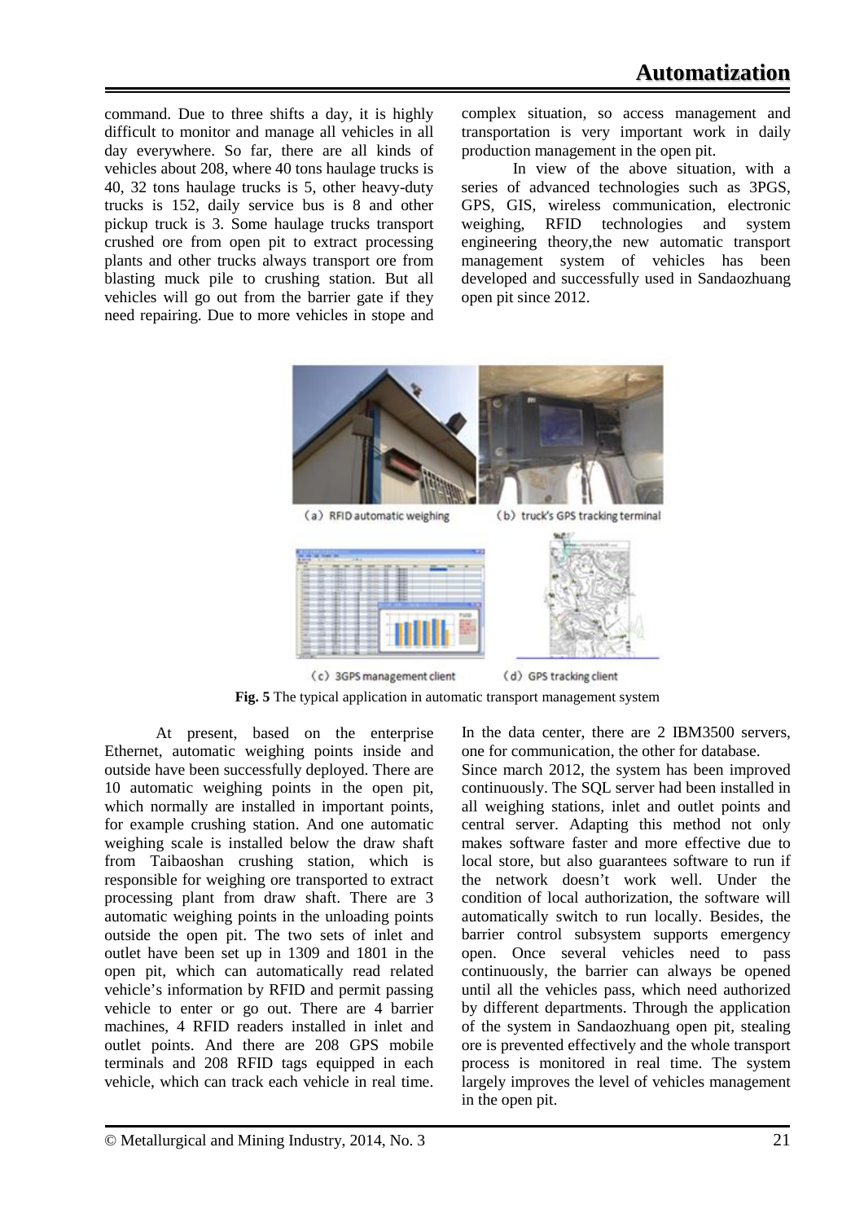command. Due to three shifts a day, it is highly difficult to monitor and manage all vehicles in all day everywhere. So far, there are all kinds of vehicles about 208, where 40 tons haulage trucks is 40, 32 tons haulage trucks is 5, other heavy-duty trucks is 152, daily service bus is 8 and other pickup truck is 3. Some haulage trucks transport crushed ore from open pit to extract processing plants and other trucks always transport ore from blasting muck pile to crushing station. But all vehicles will go out from the barrier gate if they need repairing. Due to more vehicles in stope and complex situation, so access management and transportation is very important work in daily production management in the open pit.

In view of the above situation, with a series of advanced technologies such as 3PGS, GPS, GIS, wireless communication, electronic weighing, RFID technologies and system engineering theory,the new automatic transport management system of vehicles has been developed and successfully used in Sandaozhuang open pit since 2012.

(a) RFID automatic weighing (b) truck's GPS tracking terminal

(c) 3GPS management client (d) GPS tracking client

**Fig. 5** The typical application in automatic transport management system

At present, based on the enterprise Ethernet, automatic weighing points inside and outside have been successfully deployed. There are 10 automatic weighing points in the open pit, which normally are installed in important points, for example crushing station. And one automatic weighing scale is installed below the draw shaft from Taibaoshan crushing station, which is responsible for weighing ore transported to extract processing plant from draw shaft. There are 3 automatic weighing points in the unloading points outside the open pit. The two sets of inlet and outlet have been set up in 1309 and 1801 in the open pit, which can automatically read related vehicle's information by RFID and permit passing vehicle to enter or go out. There are 4 barrier machines, 4 RFID readers installed in inlet and outlet points. And there are 208 GPS mobile terminals and 208 RFID tags equipped in each vehicle, which can track each vehicle in real time. In the data center, there are 2 IBM3500 servers, one for communication, the other for database.

Since march 2012, the system has been improved continuously. The SQL server had been installed in all weighing stations, inlet and outlet points and central server. Adapting this method not only makes software faster and more effective due to local store, but also guarantees software to run if the network doesn't work well. Under the condition of local authorization, the software will automatically switch to run locally. Besides, the barrier control subsystem supports emergency open. Once several vehicles need to pass continuously, the barrier can always be opened until all the vehicles pass, which need authorized by different departments. Through the application of the system in Sandaozhuang open pit, stealing ore is prevented effectively and the whole transport process is monitored in real time. The system largely improves the level of vehicles management in the open pit.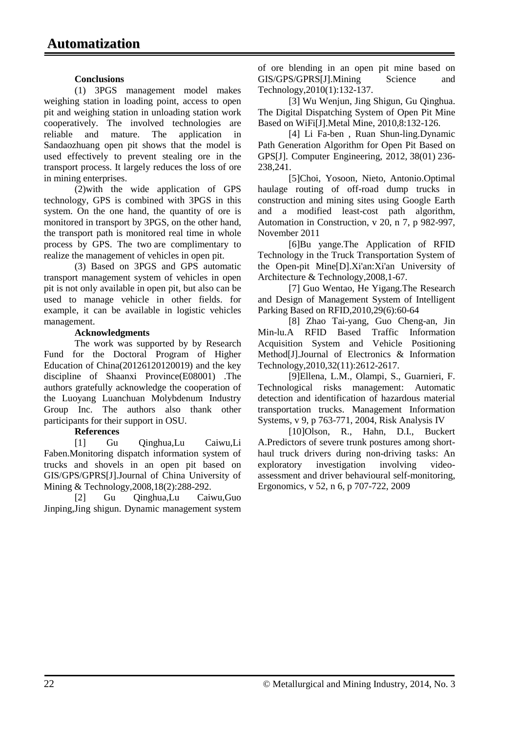## Conclusions

(1) 3PGS management model makes weighing station in loading point, access to open pit and weighing station in unloading station work cooperatively. The involved technologies are reliable and mature. The application in Sandaozhuang open pit shows that the model is used effectively to prevent stealing ore in the transport process. It largely reduces the loss of ore in mining enterprises.

(2)with the wide application of GPS technology, GPS is combined with 3PGS in this system. On the one hand, the quantity of ore is monitored in transport by 3PGS, on the other hand, the transport path is monitored real time in whole process by GPS. The two are complimentary to realize the management of vehicles in open pit.

(3) Based on 3PGS and GPS automatic transport management system of vehicles in open pit is not only available in open pit, but also can be used to manage vehicle in other fields. for example, it can be available in logistic vehicles management.

## Acknowledgments

The work was supported by by Research Fund for the Doctoral Program of Higher Education of China(20126120120019) and the key discipline of Shaanxi Province(E08001) .The authors gratefully acknowledge the cooperation of the Luoyang Luanchuan Molybdenum Industry Group Inc. The authors also thank other participants for their support in OSU.

## References

[1] Gu Qinghua,Lu Caiwu,Li Faben.Monitoring dispatch information system of trucks and shovels in an open pit based on GIS/GPS/GPRS[J].Journal of China University of Mining & Technology,2008,18(2):288-292.

[2] Gu Qinghua,Lu Caiwu,Guo Jinping,Jing shigun. Dynamic management system of ore blending in an open pit mine based on GIS/GPS/GPRS[J].Mining Science and Technology,2010(1):132-137.

[3] Wu Wenjun, Jing Shigun, Gu Qinghua. The Digital Dispatching System of Open Pit Mine Based on WiFi[J].Metal Mine, 2010,8:132-126.

[4] Li Fa-ben , Ruan Shun-ling.Dynamic Path Generation Algorithm for Open Pit Based on GPS[J]. Computer Engineering, 2012, 38(01) 236-238,241.

[5]Choi, Yosoon, Nieto, Antonio.Optimal haulage routing of off-road dump trucks in construction and mining sites using Google Earth and a modified least-cost path algorithm, Automation in Construction, v 20, n 7, p 982-997, November 2011

[6]Bu yange.The Application of RFID Technology in the Truck Transportation System of the Open-pit Mine[D].Xi'an:Xi'an University of Architecture & Technology,2008,1-67.

[7] Guo Wentao, He Yigang.The Research and Design of Management System of Intelligent Parking Based on RFID,2010,29(6):60-64

[8] Zhao Tai-yang, Guo Cheng-an, Jin Min-lu.A RFID Based Traffic Information Acquisition System and Vehicle Positioning Method[J].Journal of Electronics & Information Technology,2010,32(11):2612-2617.

[9]Ellena, L.M., Olampi, S., Guarnieri, F. Technological risks management: Automatic detection and identification of hazardous material transportation trucks. Management Information Systems, v 9, p 763-771, 2004, Risk Analysis IV

[10]Olson, R., Hahn, D.I., Buckert A.Predictors of severe trunk postures among short-haul truck drivers during non-driving tasks: An exploratory investigation involving video-assessment and driver behavioural self-monitoring, Ergonomics, v 52, n 6, p 707-722, 2009